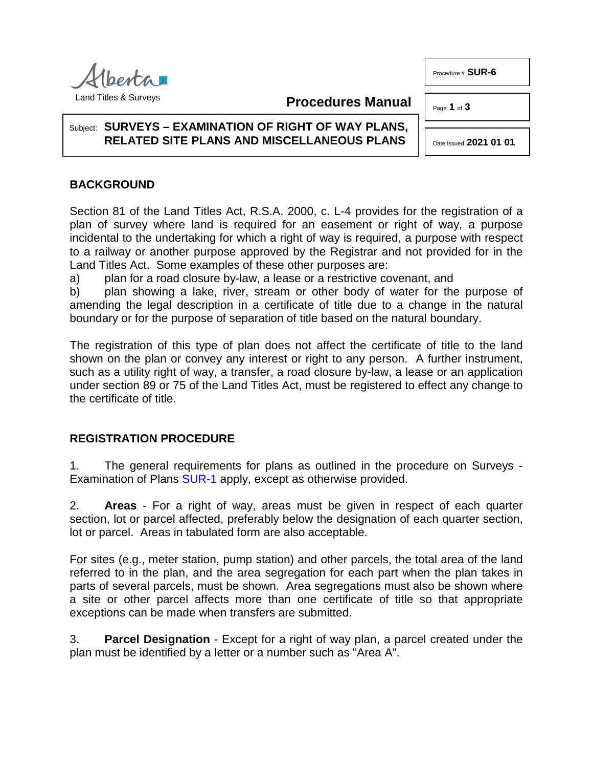Alberta
Land Titles & Surveys

**Procedures Manual**

Procedure # **SUR-6**

Date Issued **2021 01 01**

Subject: **SURVEYS – EXAMINATION OF RIGHT OF WAY PLANS, RELATED SITE PLANS AND MISCELLANEOUS PLANS**

## BACKGROUND

Section 81 of the Land Titles Act, R.S.A. 2000, c. L-4 provides for the registration of a plan of survey where land is required for an easement or right of way, a purpose incidental to the undertaking for which a right of way is required, a purpose with respect to a railway or another purpose approved by the Registrar and not provided for in the Land Titles Act. Some examples of these other purposes are:

a) plan for a road closure by-law, a lease or a restrictive covenant, and

b) plan showing a lake, river, stream or other body of water for the purpose of amending the legal description in a certificate of title due to a change in the natural boundary or for the purpose of separation of title based on the natural boundary.

The registration of this type of plan does not affect the certificate of title to the land shown on the plan or convey any interest or right to any person. A further instrument, such as a utility right of way, a transfer, a road closure by-law, a lease or an application under section 89 or 75 of the Land Titles Act, must be registered to effect any change to the certificate of title.

## REGISTRATION PROCEDURE

1. The general requirements for plans as outlined in the procedure on Surveys - Examination of Plans SUR-1 apply, except as otherwise provided.

2. **Areas** - For a right of way, areas must be given in respect of each quarter section, lot or parcel affected, preferably below the designation of each quarter section, lot or parcel. Areas in tabulated form are also acceptable.

For sites (e.g., meter station, pump station) and other parcels, the total area of the land referred to in the plan, and the area segregation for each part when the plan takes in parts of several parcels, must be shown. Area segregations must also be shown where a site or other parcel affects more than one certificate of title so that appropriate exceptions can be made when transfers are submitted.

3. **Parcel Designation** - Except for a right of way plan, a parcel created under the plan must be identified by a letter or a number such as "Area A".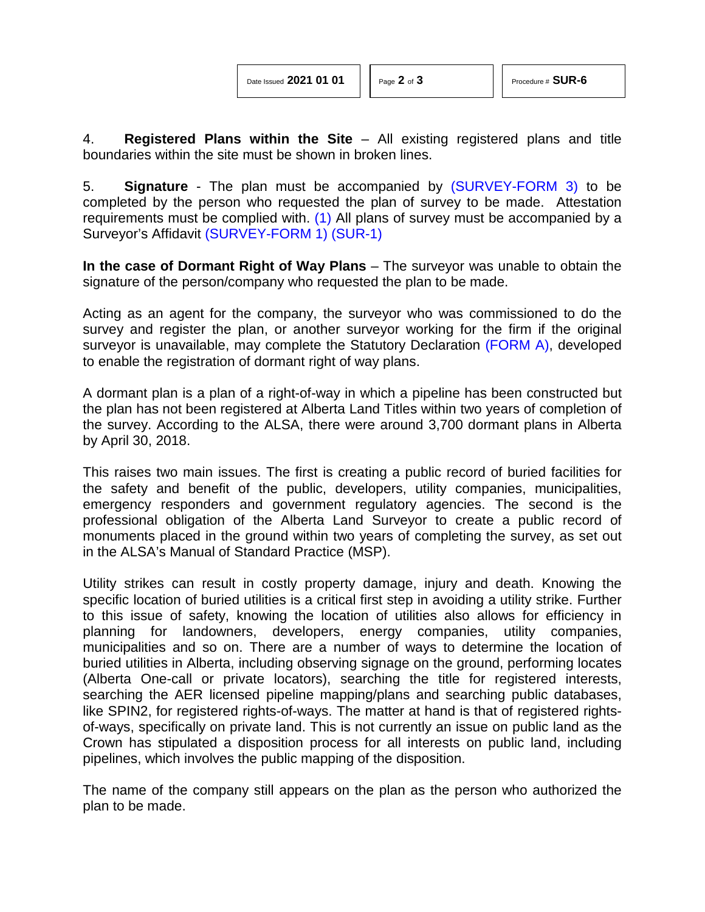4. **Registered Plans within the Site** – All existing registered plans and title boundaries within the site must be shown in broken lines.

5. **Signature** - The plan must be accompanied by (SURVEY-FORM 3) to be completed by the person who requested the plan of survey to be made. Attestation requirements must be complied with. (1) All plans of survey must be accompanied by a Surveyor's Affidavit (SURVEY-FORM 1) (SUR-1)

**In the case of Dormant Right of Way Plans** – The surveyor was unable to obtain the signature of the person/company who requested the plan to be made.

Acting as an agent for the company, the surveyor who was commissioned to do the survey and register the plan, or another surveyor working for the firm if the original surveyor is unavailable, may complete the Statutory Declaration (FORM A), developed to enable the registration of dormant right of way plans.

A dormant plan is a plan of a right-of-way in which a pipeline has been constructed but the plan has not been registered at Alberta Land Titles within two years of completion of the survey. According to the ALSA, there were around 3,700 dormant plans in Alberta by April 30, 2018.

This raises two main issues. The first is creating a public record of buried facilities for the safety and benefit of the public, developers, utility companies, municipalities, emergency responders and government regulatory agencies. The second is the professional obligation of the Alberta Land Surveyor to create a public record of monuments placed in the ground within two years of completing the survey, as set out in the ALSA's Manual of Standard Practice (MSP).

Utility strikes can result in costly property damage, injury and death. Knowing the specific location of buried utilities is a critical first step in avoiding a utility strike. Further to this issue of safety, knowing the location of utilities also allows for efficiency in planning for landowners, developers, energy companies, utility companies, municipalities and so on. There are a number of ways to determine the location of buried utilities in Alberta, including observing signage on the ground, performing locates (Alberta One-call or private locators), searching the title for registered interests, searching the AER licensed pipeline mapping/plans and searching public databases, like SPIN2, for registered rights-of-ways. The matter at hand is that of registered rights-of-ways, specifically on private land. This is not currently an issue on public land as the Crown has stipulated a disposition process for all interests on public land, including pipelines, which involves the public mapping of the disposition.

The name of the company still appears on the plan as the person who authorized the plan to be made.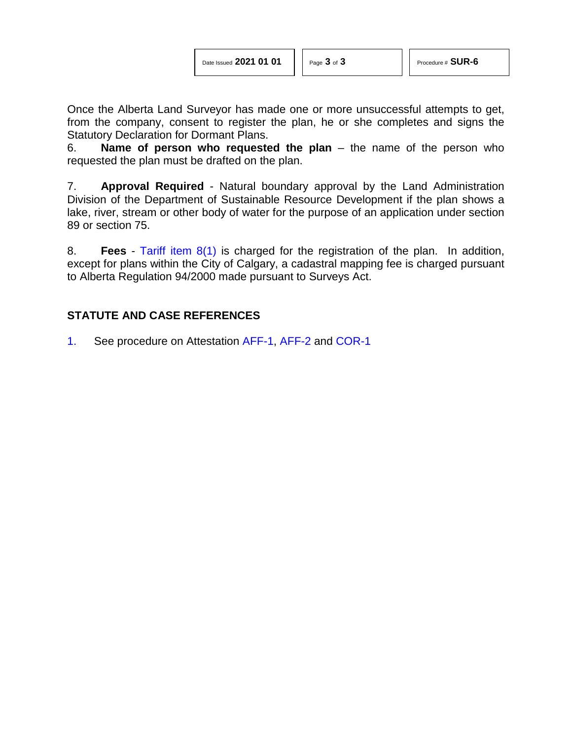Once the Alberta Land Surveyor has made one or more unsuccessful attempts to get, from the company, consent to register the plan, he or she completes and signs the Statutory Declaration for Dormant Plans.

6. **Name of person who requested the plan** – the name of the person who requested the plan must be drafted on the plan.

7. **Approval Required** - Natural boundary approval by the Land Administration Division of the Department of Sustainable Resource Development if the plan shows a lake, river, stream or other body of water for the purpose of an application under section 89 or section 75.

8. **Fees** - Tariff item 8(1) is charged for the registration of the plan. In addition, except for plans within the City of Calgary, a cadastral mapping fee is charged pursuant to Alberta Regulation 94/2000 made pursuant to Surveys Act.

## STATUTE AND CASE REFERENCES

1. See procedure on Attestation AFF-1, AFF-2 and COR-1